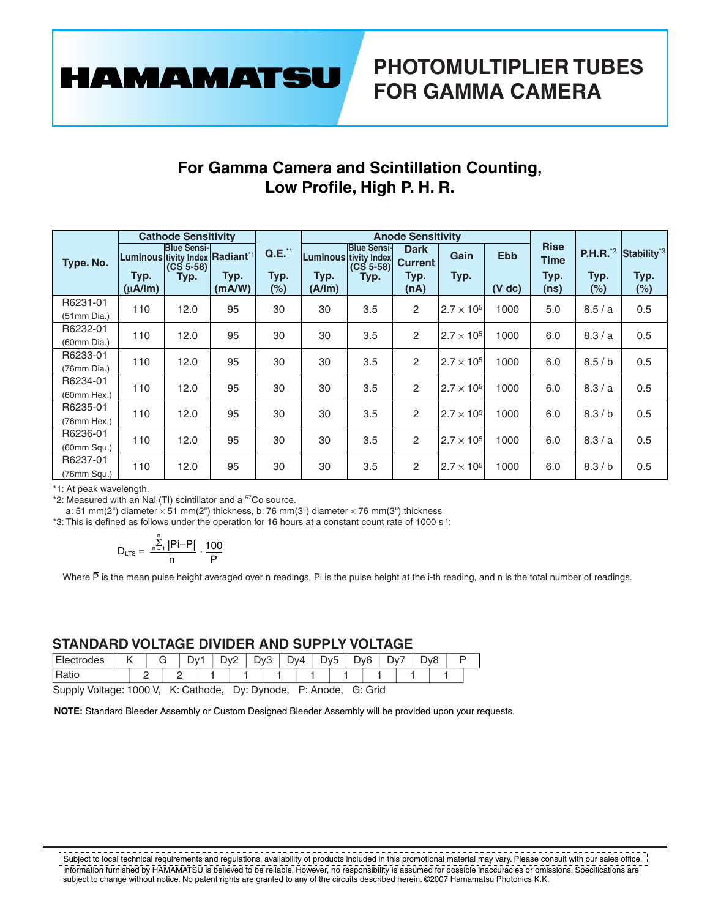# HAMAMATSU

# PHOTOMULTIPLIER TUBES FOR GAMMA CAMERA

## For Gamma Camera and Scintillation Counting, Low Profile, High P. H. R.

| Type. No. | Cathode Sensitivity | | | Q.E.*1 | Anode Sensitivity | | | | | Rise Time | P.H.R.*2 | Stability*3 |
|---|---|---|---|---|---|---|---|---|---|---|---|---|
| | Luminous | Blue Sensitivity Index (CS 5-58) | Radiant*1 | | Luminous | Blue Sensitivity Index (CS 5-58) | Dark Current | Gain | Ebb | | | |
| | Typ. (µA/lm) | Typ. | Typ. (mA/W) | Typ. (%) | Typ. (A/lm) | Typ. | Typ. (nA) | Typ. | (V dc) | Typ. (ns) | Typ. (%) | Typ. (%) |
| R6231-01 (51mm Dia.) | 110 | 12.0 | 95 | 30 | 30 | 3.5 | 2 | $2.7 \times 10^5$ | 1000 | 5.0 | 8.5 / a | 0.5 |
| R6232-01 (60mm Dia.) | 110 | 12.0 | 95 | 30 | 30 | 3.5 | 2 | $2.7 \times 10^5$ | 1000 | 6.0 | 8.3 / a | 0.5 |
| R6233-01 (76mm Dia.) | 110 | 12.0 | 95 | 30 | 30 | 3.5 | 2 | $2.7 \times 10^5$ | 1000 | 6.0 | 8.5 / b | 0.5 |
| R6234-01 (60mm Hex.) | 110 | 12.0 | 95 | 30 | 30 | 3.5 | 2 | $2.7 \times 10^5$ | 1000 | 6.0 | 8.3 / a | 0.5 |
| R6235-01 (76mm Hex.) | 110 | 12.0 | 95 | 30 | 30 | 3.5 | 2 | $2.7 \times 10^5$ | 1000 | 6.0 | 8.3 / b | 0.5 |
| R6236-01 (60mm Squ.) | 110 | 12.0 | 95 | 30 | 30 | 3.5 | 2 | $2.7 \times 10^5$ | 1000 | 6.0 | 8.3 / a | 0.5 |
| R6237-01 (76mm Squ.) | 110 | 12.0 | 95 | 30 | 30 | 3.5 | 2 | $2.7 \times 10^5$ | 1000 | 6.0 | 8.3 / b | 0.5 |

*1: At peak wavelength.

*2: Measured with an NaI (Tl) scintillator and a $^{57}$Co source.

a: 51 mm(2") diameter × 51 mm(2") thickness, b: 76 mm(3") diameter × 76 mm(3") thickness

*3: This is defined as follows under the operation for 16 hours at a constant count rate of 1000 $s^{-1}$:

$$D_{LTS} = \frac{\sum_{n=1}^{n} |P_i - \bar{P}|}{n} \cdot \frac{100}{\bar{P}}$$

Where $\bar{P}$ is the mean pulse height averaged over n readings, Pi is the pulse height at the i-th reading, and n is the total number of readings.

## STANDARD VOLTAGE DIVIDER AND SUPPLY VOLTAGE

| Electrodes | K | | G | | Dy1 | | Dy2 | | Dy3 | | Dy4 | | Dy5 | | Dy6 | | Dy7 | | Dy8 | | P |
|---|---|---|---|---|---|---|---|---|---|---|---|---|---|---|---|---|---|---|---|---|---|
| Ratio | | 2 | | 2 | | 1 | | 1 | | 1 | | 1 | | 1 | | 1 | | 1 | | 1 | |

Supply Voltage: 1000 V, K: Cathode, Dy: Dynode, P: Anode, G: Grid

**NOTE:** Standard Bleeder Assembly or Custom Designed Bleeder Assembly will be provided upon your requests.

Subject to local technical requirements and regulations, availability of products included in this promotional material may vary. Please consult with our sales office.
Information furnished by HAMAMATSU is believed to be reliable. However, no responsibility is assumed for possible inaccuracies or omissions. Specifications are subject to change without notice. No patent rights are granted to any of the circuits described herein. ©2007 Hamamatsu Photonics K.K.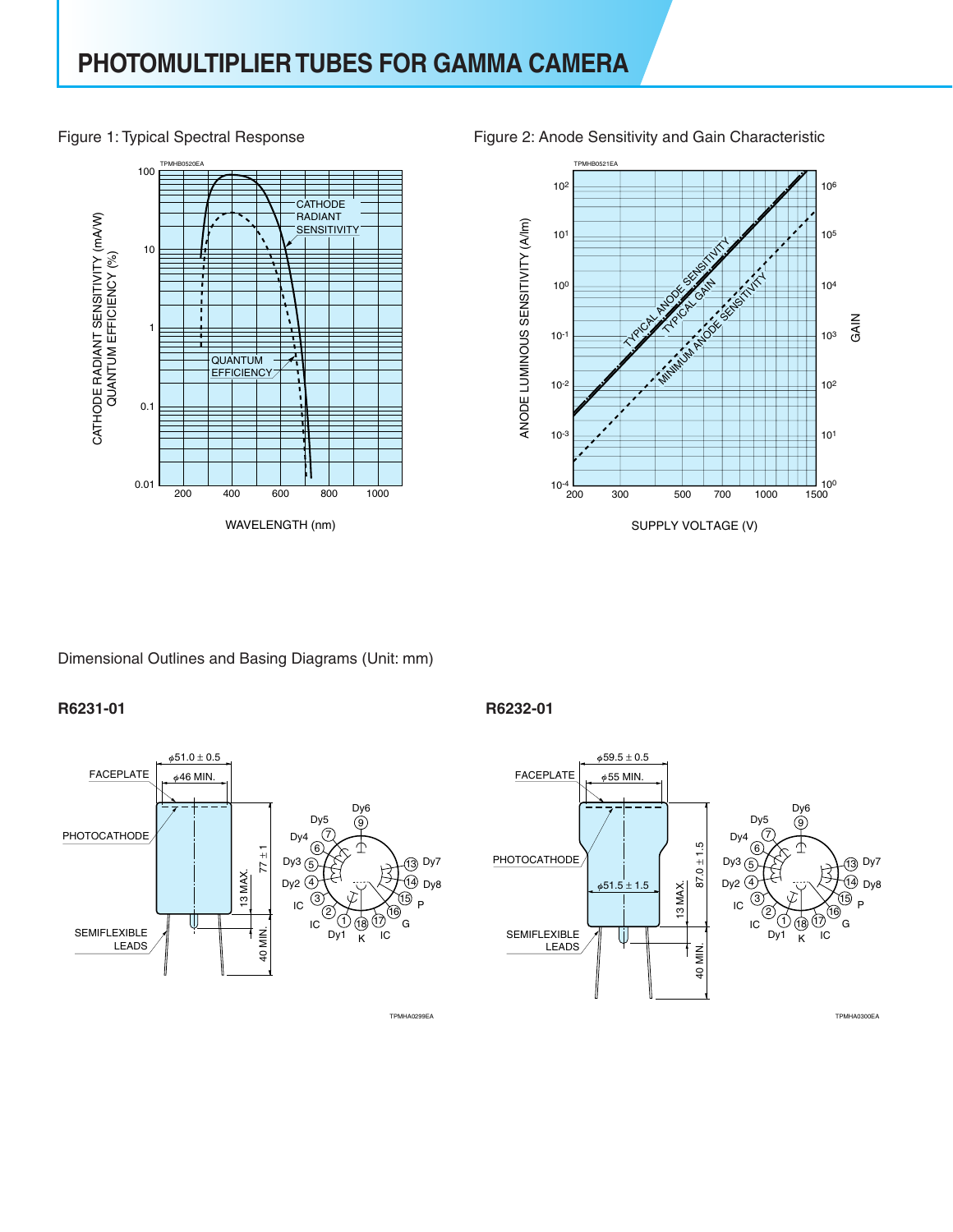# PHOTOMULTIPLIER TUBES FOR GAMMA CAMERA

Figure 1: Typical Spectral Response

Figure 2: Anode Sensitivity and Gain Characteristic

Dimensional Outlines and Basing Diagrams (Unit: mm)

**R6231-01**

**R6232-01**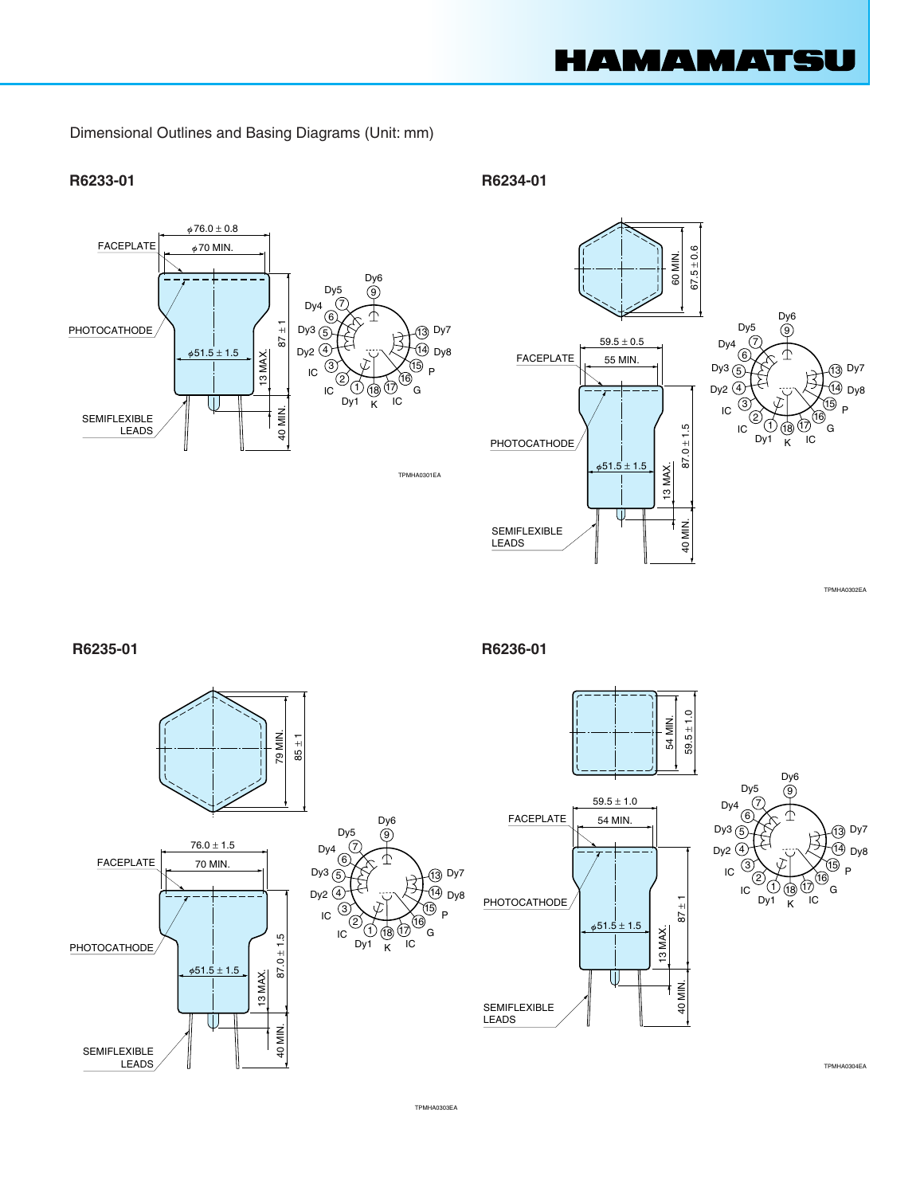Dimensional Outlines and Basing Diagrams (Unit: mm)

## R6233-01

FACEPLATE

$\phi$76.0 ± 0.8

$\phi$70 MIN.

PHOTOCATHODE

$\phi$51.5 ± 1.5

87 ± 1

13 MAX.

40 MIN.

SEMIFLEXIBLE LEADS

Dy6 (9), Dy5 (7), Dy4 (6), Dy3 (5), Dy2 (4), IC (3), IC (2), Dy1 (1), K (18), IC (17), G (16), P (15), Dy8 (14), Dy7 (13)

TPMHA0301EA

## R6234-01

60 MIN.

67.5 ± 0.6

FACEPLATE

59.5 ± 0.5

55 MIN.

PHOTOCATHODE

$\phi$51.5 ± 1.5

87.0 ± 1.5

13 MAX.

40 MIN.

SEMIFLEXIBLE LEADS

Dy6 (9), Dy5 (7), Dy4 (6), Dy3 (5), Dy2 (4), IC (3), IC (2), Dy1 (1), K (18), IC (17), G (16), P (15), Dy8 (14), Dy7 (13)

TPMHA0302EA

## R6235-01

79 MIN.

85 ± 1

FACEPLATE

76.0 ± 1.5

70 MIN.

PHOTOCATHODE

$\phi$51.5 ± 1.5

87.0 ± 1.5

13 MAX.

40 MIN.

SEMIFLEXIBLE LEADS

Dy6 (9), Dy5 (7), Dy4 (6), Dy3 (5), Dy2 (4), IC (3), IC (2), Dy1 (1), K (18), IC (17), G (16), P (15), Dy8 (14), Dy7 (13)

TPMHA0303EA

## R6236-01

54 MIN.

59.5 ± 1.0

FACEPLATE

59.5 ± 1.0

54 MIN.

PHOTOCATHODE

$\phi$51.5 ± 1.5

87 ± 1

13 MAX.

40 MIN.

SEMIFLEXIBLE LEADS

Dy6 (9), Dy5 (7), Dy4 (6), Dy3 (5), Dy2 (4), IC (3), IC (2), Dy1 (1), K (18), IC (17), G (16), P (15), Dy8 (14), Dy7 (13)

TPMHA0304EA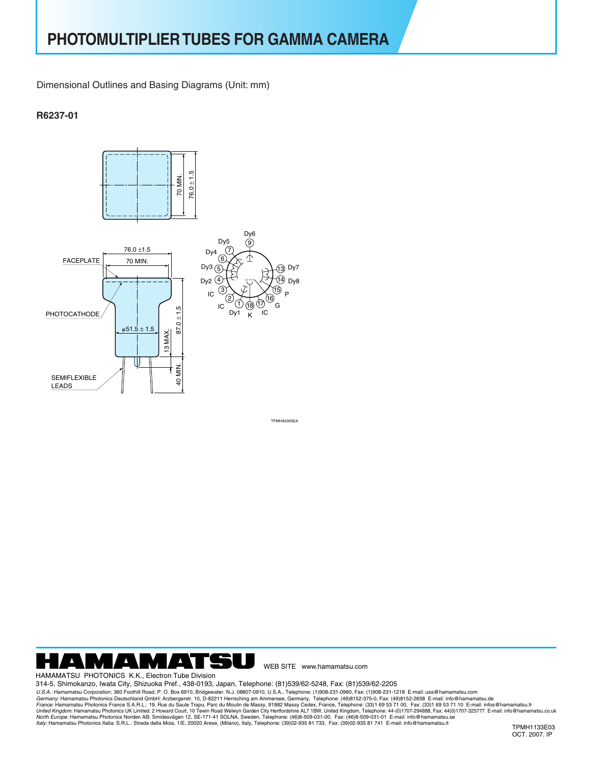# PHOTOMULTIPLIER TUBES FOR GAMMA CAMERA

Dimensional Outlines and Basing Diagrams (Unit: mm)

**R6237-01**

70 MIN.
76.0 ± 1.5

76.0 ±1.5
70 MIN.
FACEPLATE
PHOTOCATHODE
ϕ51.5 ± 1.5
13 MAX.
87.0 ± 1.5
40 MIN.
SEMIFLEXIBLE LEADS

Dy6 9
Dy5 7
Dy4 6
Dy3 5
Dy2 4
IC 3
IC 2
Dy1 1
K 18
IC 17
G 16
P 15
Dy8 14
Dy7 13

TPMHA0305EA

**HAMAMATSU** WEB SITE www.hamamatsu.com

HAMAMATSU PHOTONICS K.K., Electron Tube Division

314-5, Shimokanzo, Iwata City, Shizuoka Pref., 438-0193, Japan, Telephone: (81)539/62-5248, Fax: (81)539/62-2205

*U.S.A.:* Hamamatsu Corporation: 360 Foothill Road, P. O. Box 6910, Bridgewater. N.J. 08807-0910, U.S.A., Telephone: (1)908-231-0960, Fax: (1)908-231-1218 E-mail: usa@hamamatsu.com
*Germany:* Hamamatsu Photonics Deutschland GmbH: Arzbergerstr. 10, D-82211 Herrsching am Ammersee, Germany, Telephone: (49)8152-375-0, Fax: (49)8152-2658 E-mail: info@hamamatsu.de
*France:* Hamamatsu Photonics France S.A.R.L.: 19, Rue du Saule Trapu, Parc du Moulin de Massy, 91882 Massy Cedex, France, Telephone: (33)1 69 53 71 00, Fax: (33)1 69 53 71 10 E-mail: infos@hamamatsu.fr
*United Kingdom:* Hamamatsu Photonics UK Limited: 2 Howard Court, 10 Tewin Road Welwyn Garden City Hertfordshire AL7 1BW, United Kingdom, Telephone: 44-(0)1707-294888, Fax: 44(0)1707-325777 E-mail: info@hamamatsu.co.uk
*North Europe:* Hamamatsu Photonics Norden AB: Smidesvägen 12, SE-171-41 SOLNA, Sweden, Telephone: (46)8-509-031-00, Fax: (46)8-509-031-01 E-mail: info@hamamatsu.se
*Italy:* Hamamatsu Photonics Italia: S.R.L.: Strada della Moia, 1/E, 20020 Arese, (Milano), Italy, Telephone: (39)02-935 81 733, Fax: (39)02-935 81 741 E-mail: info@hamamatsu.it

TPMH1133E03
OCT. 2007. IP